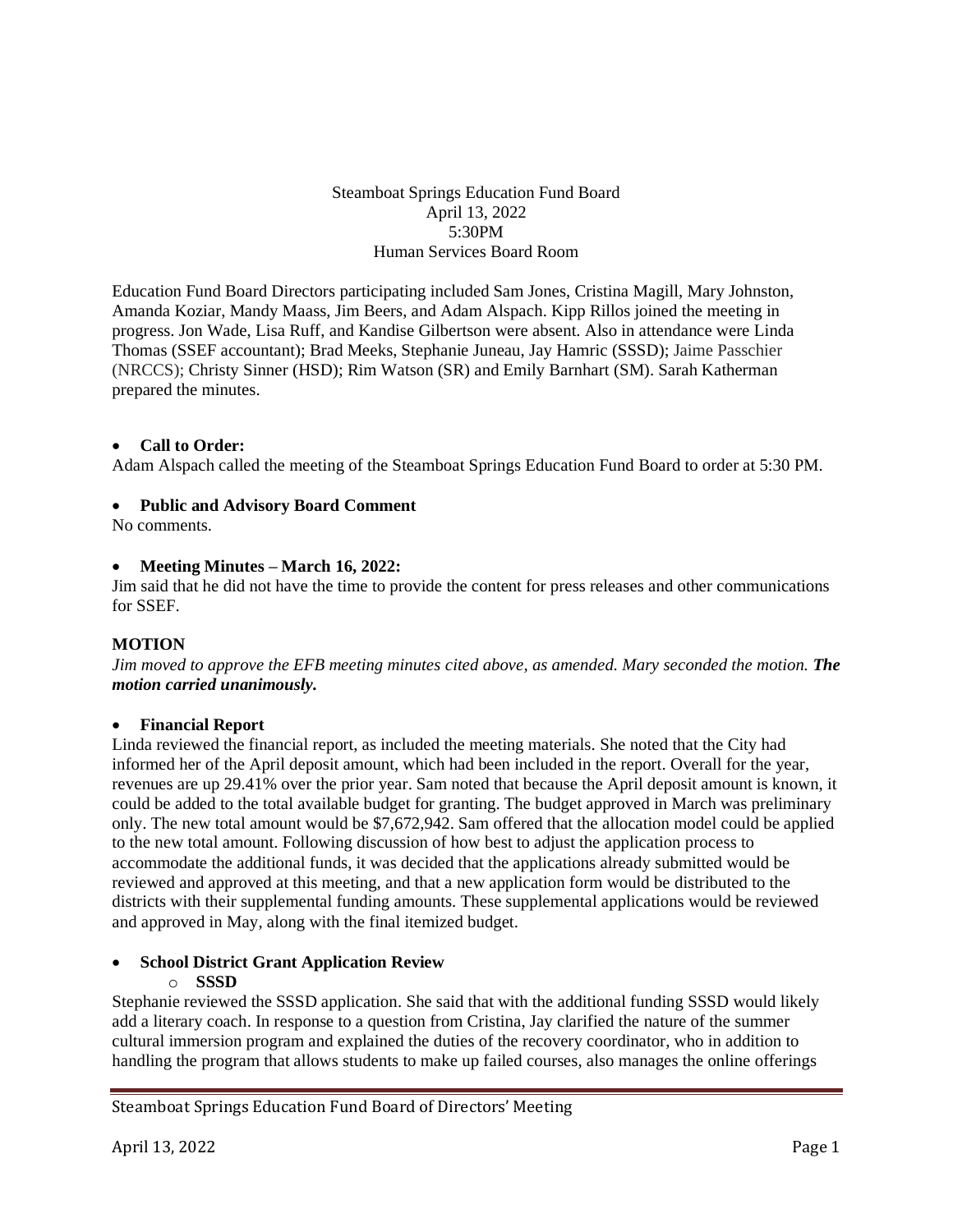Steamboat Springs Education Fund Board
April 13, 2022
5:30PM
Human Services Board Room

Education Fund Board Directors participating included Sam Jones, Cristina Magill, Mary Johnston, Amanda Koziar, Mandy Maass, Jim Beers, and Adam Alspach. Kipp Rillos joined the meeting in progress. Jon Wade, Lisa Ruff, and Kandise Gilbertson were absent. Also in attendance were Linda Thomas (SSEF accountant); Brad Meeks, Stephanie Juneau, Jay Hamric (SSSD); Jaime Passchier (NRCCS); Christy Sinner (HSD); Rim Watson (SR) and Emily Barnhart (SM). Sarah Katherman prepared the minutes.

- **Call to Order:**

Adam Alspach called the meeting of the Steamboat Springs Education Fund Board to order at 5:30 PM.

- **Public and Advisory Board Comment**

No comments.

- **Meeting Minutes – March 16, 2022:**

Jim said that he did not have the time to provide the content for press releases and other communications for SSEF.

**MOTION**

*Jim moved to approve the EFB meeting minutes cited above, as amended. Mary seconded the motion.* ***The motion carried unanimously.***

- **Financial Report**

Linda reviewed the financial report, as included the meeting materials. She noted that the City had informed her of the April deposit amount, which had been included in the report. Overall for the year, revenues are up 29.41% over the prior year. Sam noted that because the April deposit amount is known, it could be added to the total available budget for granting. The budget approved in March was preliminary only. The new total amount would be $7,672,942. Sam offered that the allocation model could be applied to the new total amount. Following discussion of how best to adjust the application process to accommodate the additional funds, it was decided that the applications already submitted would be reviewed and approved at this meeting, and that a new application form would be distributed to the districts with their supplemental funding amounts. These supplemental applications would be reviewed and approved in May, along with the final itemized budget.

- **School District Grant Application Review**
  - **SSSD**

Stephanie reviewed the SSSD application. She said that with the additional funding SSSD would likely add a literary coach. In response to a question from Cristina, Jay clarified the nature of the summer cultural immersion program and explained the duties of the recovery coordinator, who in addition to handling the program that allows students to make up failed courses, also manages the online offerings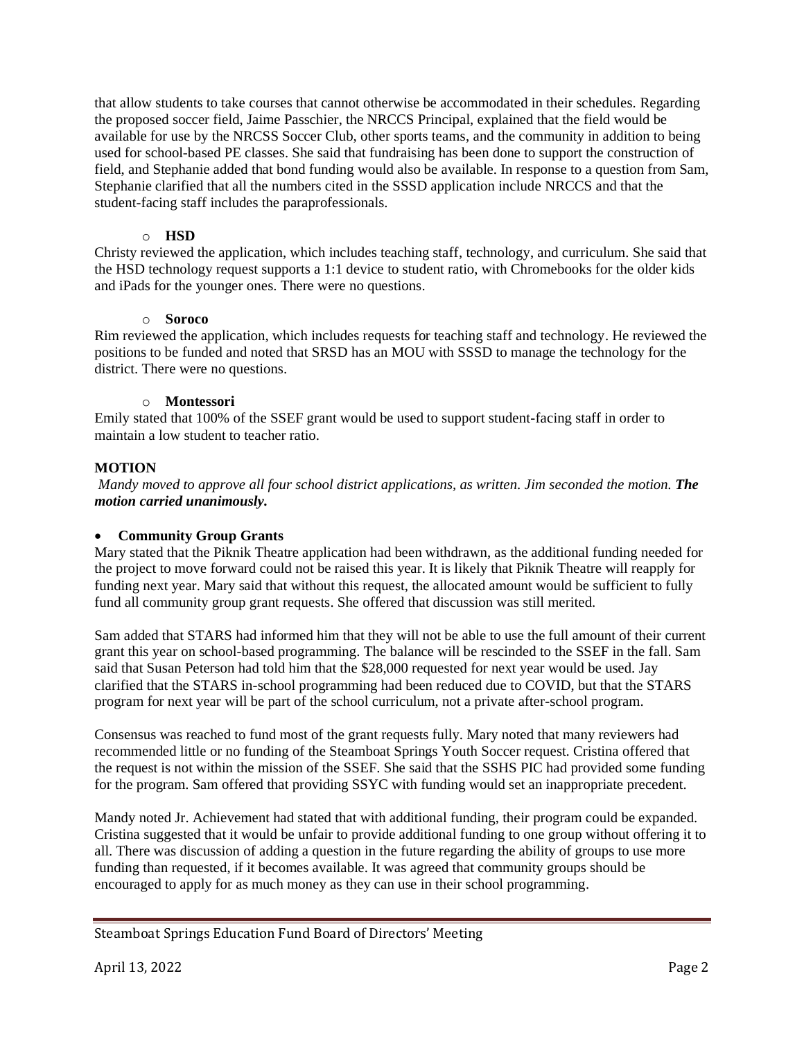that allow students to take courses that cannot otherwise be accommodated in their schedules. Regarding the proposed soccer field, Jaime Passchier, the NRCCS Principal, explained that the field would be available for use by the NRCSS Soccer Club, other sports teams, and the community in addition to being used for school-based PE classes. She said that fundraising has been done to support the construction of field, and Stephanie added that bond funding would also be available. In response to a question from Sam, Stephanie clarified that all the numbers cited in the SSSD application include NRCCS and that the student-facing staff includes the paraprofessionals.

- **HSD**

Christy reviewed the application, which includes teaching staff, technology, and curriculum. She said that the HSD technology request supports a 1:1 device to student ratio, with Chromebooks for the older kids and iPads for the younger ones. There were no questions.

- **Soroco**

Rim reviewed the application, which includes requests for teaching staff and technology. He reviewed the positions to be funded and noted that SRSD has an MOU with SSSD to manage the technology for the district. There were no questions.

- **Montessori**

Emily stated that 100% of the SSEF grant would be used to support student-facing staff in order to maintain a low student to teacher ratio.

**MOTION**

*Mandy moved to approve all four school district applications, as written. Jim seconded the motion.* ***The motion carried unanimously.***

- **Community Group Grants**

Mary stated that the Piknik Theatre application had been withdrawn, as the additional funding needed for the project to move forward could not be raised this year. It is likely that Piknik Theatre will reapply for funding next year. Mary said that without this request, the allocated amount would be sufficient to fully fund all community group grant requests. She offered that discussion was still merited.

Sam added that STARS had informed him that they will not be able to use the full amount of their current grant this year on school-based programming. The balance will be rescinded to the SSEF in the fall. Sam said that Susan Peterson had told him that the $28,000 requested for next year would be used. Jay clarified that the STARS in-school programming had been reduced due to COVID, but that the STARS program for next year will be part of the school curriculum, not a private after-school program.

Consensus was reached to fund most of the grant requests fully. Mary noted that many reviewers had recommended little or no funding of the Steamboat Springs Youth Soccer request. Cristina offered that the request is not within the mission of the SSEF. She said that the SSHS PIC had provided some funding for the program. Sam offered that providing SSYC with funding would set an inappropriate precedent.

Mandy noted Jr. Achievement had stated that with additional funding, their program could be expanded. Cristina suggested that it would be unfair to provide additional funding to one group without offering it to all. There was discussion of adding a question in the future regarding the ability of groups to use more funding than requested, if it becomes available. It was agreed that community groups should be encouraged to apply for as much money as they can use in their school programming.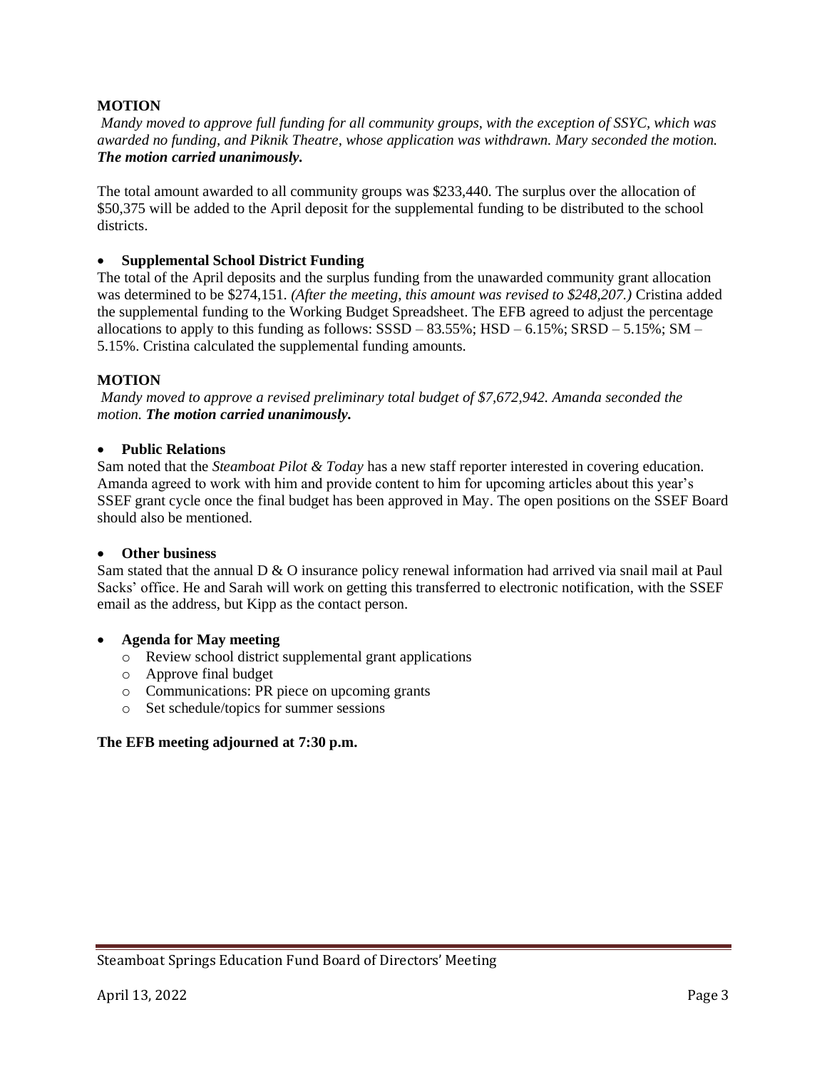**MOTION**

*Mandy moved to approve full funding for all community groups, with the exception of SSYC, which was awarded no funding, and Piknik Theatre, whose application was withdrawn. Mary seconded the motion.* ***The motion carried unanimously.***

The total amount awarded to all community groups was $233,440. The surplus over the allocation of $50,375 will be added to the April deposit for the supplemental funding to be distributed to the school districts.

- **Supplemental School District Funding**

The total of the April deposits and the surplus funding from the unawarded community grant allocation was determined to be $274,151. *(After the meeting, this amount was revised to $248,207.)* Cristina added the supplemental funding to the Working Budget Spreadsheet. The EFB agreed to adjust the percentage allocations to apply to this funding as follows: SSSD – 83.55%; HSD – 6.15%; SRSD – 5.15%; SM – 5.15%. Cristina calculated the supplemental funding amounts.

**MOTION**

*Mandy moved to approve a revised preliminary total budget of $7,672,942. Amanda seconded the motion.* ***The motion carried unanimously.***

- **Public Relations**

Sam noted that the *Steamboat Pilot & Today* has a new staff reporter interested in covering education. Amanda agreed to work with him and provide content to him for upcoming articles about this year's SSEF grant cycle once the final budget has been approved in May. The open positions on the SSEF Board should also be mentioned.

- **Other business**

Sam stated that the annual D & O insurance policy renewal information had arrived via snail mail at Paul Sacks' office. He and Sarah will work on getting this transferred to electronic notification, with the SSEF email as the address, but Kipp as the contact person.

- **Agenda for May meeting**
  - Review school district supplemental grant applications
  - Approve final budget
  - Communications: PR piece on upcoming grants
  - Set schedule/topics for summer sessions

**The EFB meeting adjourned at 7:30 p.m.**